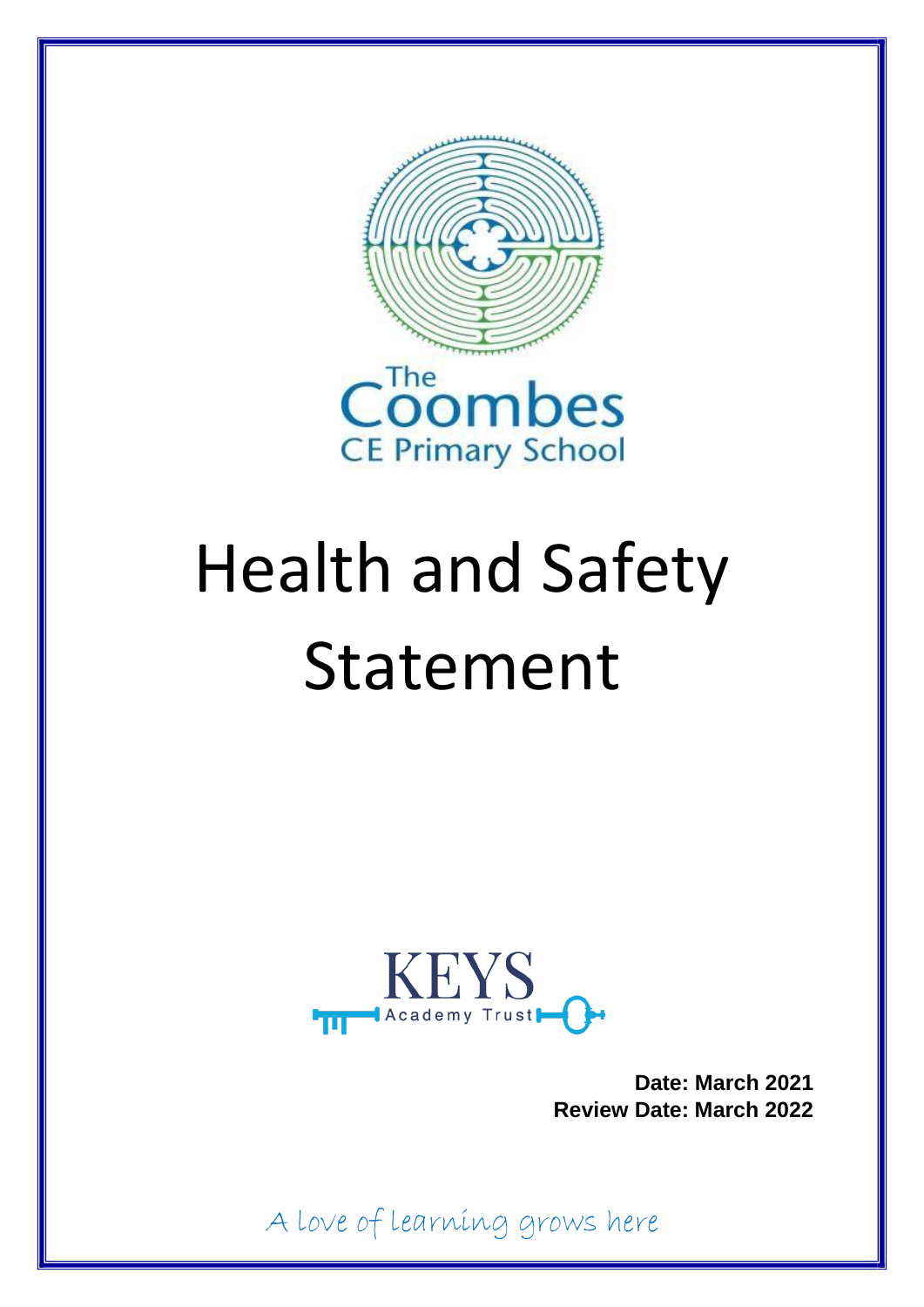The Coombes CE Primary School

# Health and Safety Statement

KEYS Academy Trust

**Date: March 2021**
**Review Date: March 2022**

*A love of learning grows here*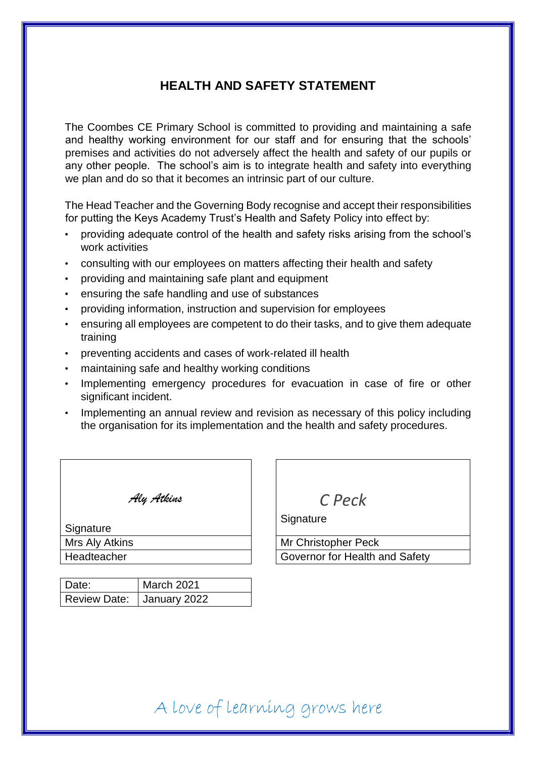# HEALTH AND SAFETY STATEMENT

The Coombes CE Primary School is committed to providing and maintaining a safe and healthy working environment for our staff and for ensuring that the schools' premises and activities do not adversely affect the health and safety of our pupils or any other people. The school's aim is to integrate health and safety into everything we plan and do so that it becomes an intrinsic part of our culture.

The Head Teacher and the Governing Body recognise and accept their responsibilities for putting the Keys Academy Trust's Health and Safety Policy into effect by:

- providing adequate control of the health and safety risks arising from the school's work activities
- consulting with our employees on matters affecting their health and safety
- providing and maintaining safe plant and equipment
- ensuring the safe handling and use of substances
- providing information, instruction and supervision for employees
- ensuring all employees are competent to do their tasks, and to give them adequate training
- preventing accidents and cases of work-related ill health
- maintaining safe and healthy working conditions
- Implementing emergency procedures for evacuation in case of fire or other significant incident.
- Implementing an annual review and revision as necessary of this policy including the organisation for its implementation and the health and safety procedures.

| *Aly Atkins*<br>Signature |
|---|
| Mrs Aly Atkins |
| Headteacher |

| *C Peck*<br>Signature |
|---|
| Mr Christopher Peck |
| Governor for Health and Safety |

| Date: | March 2021 |
|---|---|
| Review Date: | January 2022 |

A love of learning grows here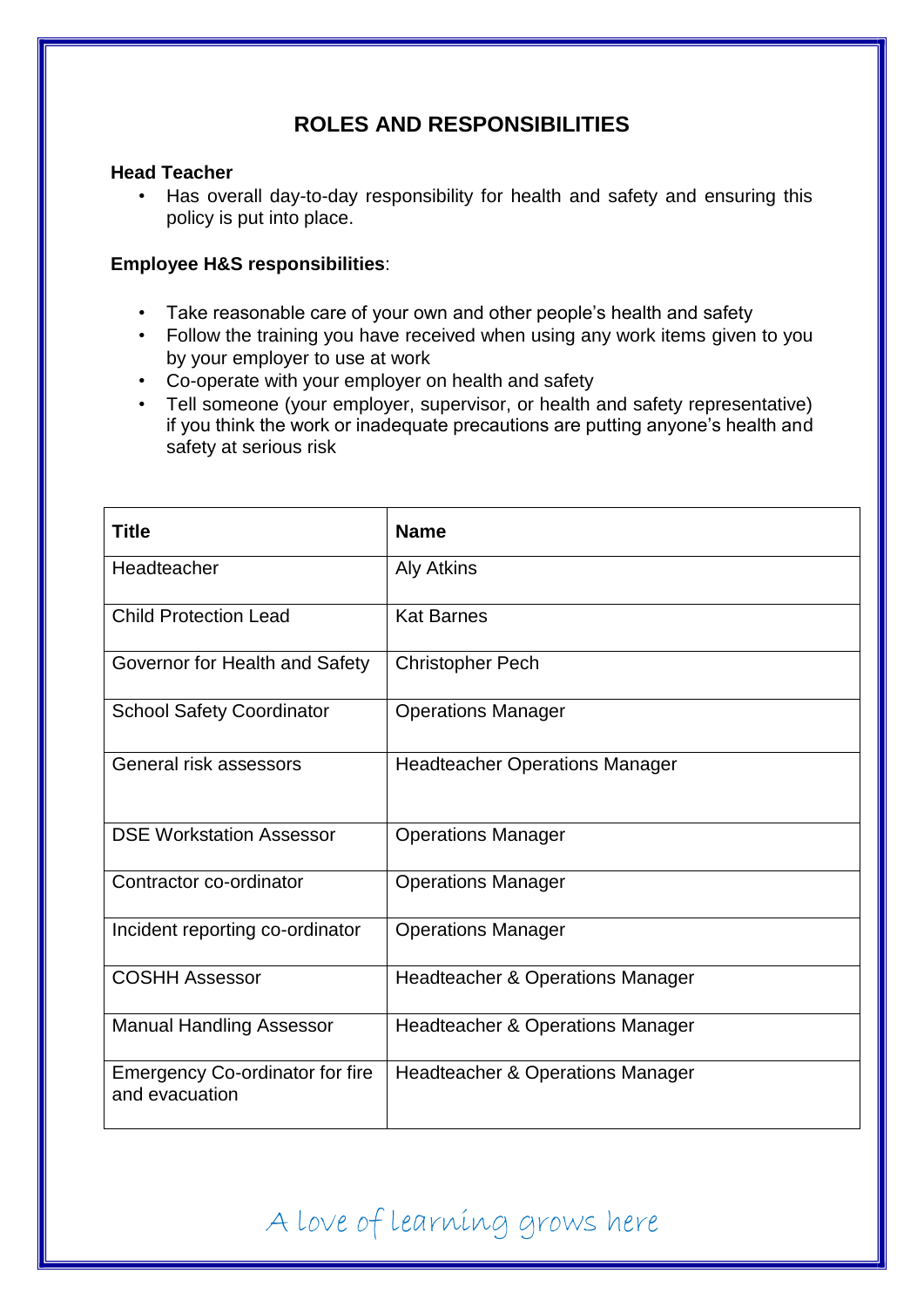## ROLES AND RESPONSIBILITIES

**Head Teacher**

- Has overall day-to-day responsibility for health and safety and ensuring this policy is put into place.

**Employee H&S responsibilities**:

- Take reasonable care of your own and other people's health and safety
- Follow the training you have received when using any work items given to you by your employer to use at work
- Co-operate with your employer on health and safety
- Tell someone (your employer, supervisor, or health and safety representative) if you think the work or inadequate precautions are putting anyone's health and safety at serious risk

| Title | Name |
|---|---|
| Headteacher | Aly Atkins |
| Child Protection Lead | Kat Barnes |
| Governor for Health and Safety | Christopher Pech |
| School Safety Coordinator | Operations Manager |
| General risk assessors | Headteacher Operations Manager |
| DSE Workstation Assessor | Operations Manager |
| Contractor co-ordinator | Operations Manager |
| Incident reporting co-ordinator | Operations Manager |
| COSHH Assessor | Headteacher & Operations Manager |
| Manual Handling Assessor | Headteacher & Operations Manager |
| Emergency Co-ordinator for fire and evacuation | Headteacher & Operations Manager |

A love of learning grows here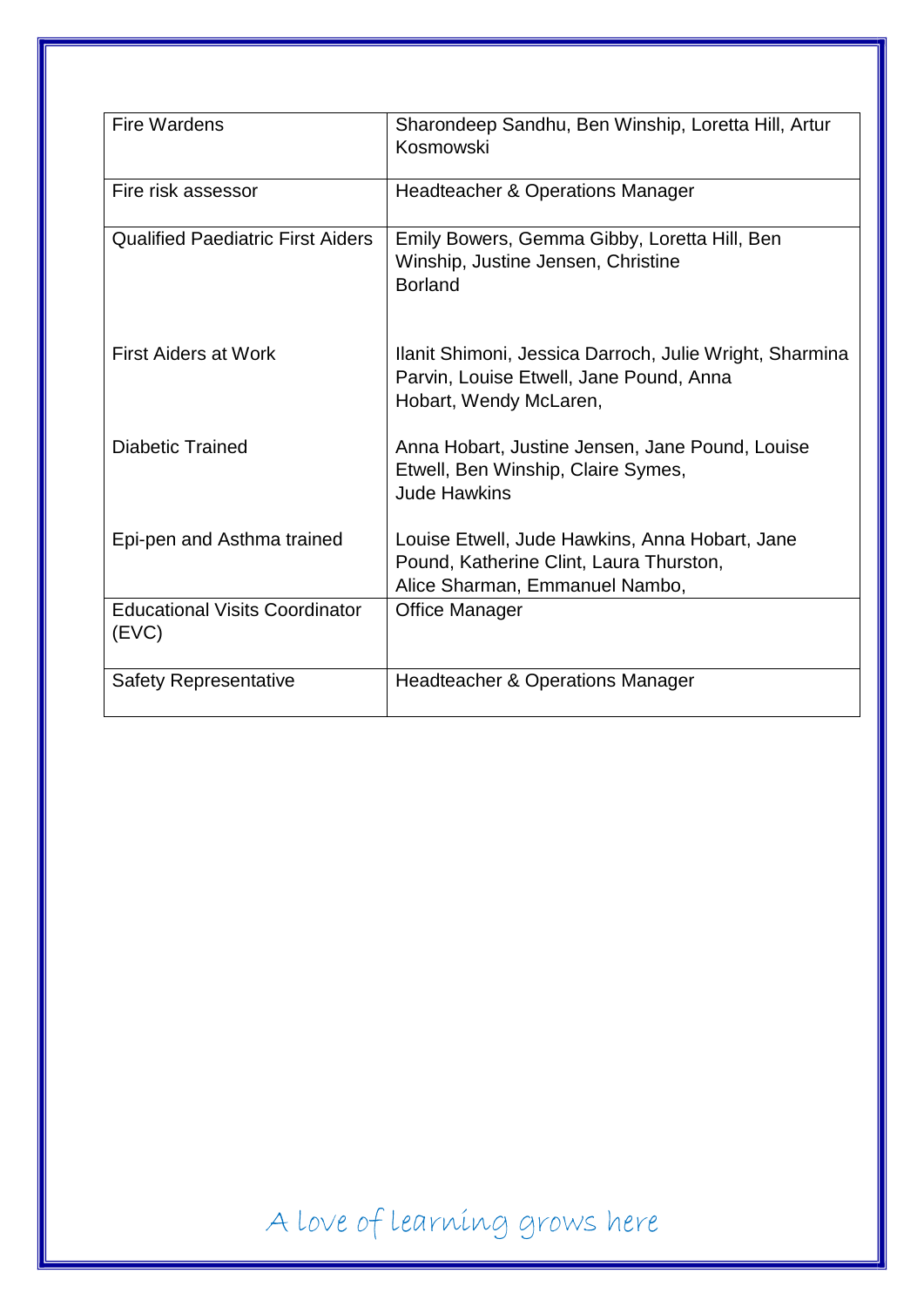| Fire Wardens | Sharondeep Sandhu, Ben Winship, Loretta Hill, Artur Kosmowski |
| --- | --- |
| Fire risk assessor | Headteacher & Operations Manager |
| Qualified Paediatric First Aiders | Emily Bowers, Gemma Gibby, Loretta Hill, Ben Winship, Justine Jensen, Christine Borland |
| First Aiders at Work | Ilanit Shimoni, Jessica Darroch, Julie Wright, Sharmina Parvin, Louise Etwell, Jane Pound, Anna Hobart, Wendy McLaren, |
| Diabetic Trained | Anna Hobart, Justine Jensen, Jane Pound, Louise Etwell, Ben Winship, Claire Symes, Jude Hawkins |
| Epi-pen and Asthma trained | Louise Etwell, Jude Hawkins, Anna Hobart, Jane Pound, Katherine Clint, Laura Thurston, Alice Sharman, Emmanuel Nambo, |
| Educational Visits Coordinator (EVC) | Office Manager |
| Safety Representative | Headteacher & Operations Manager |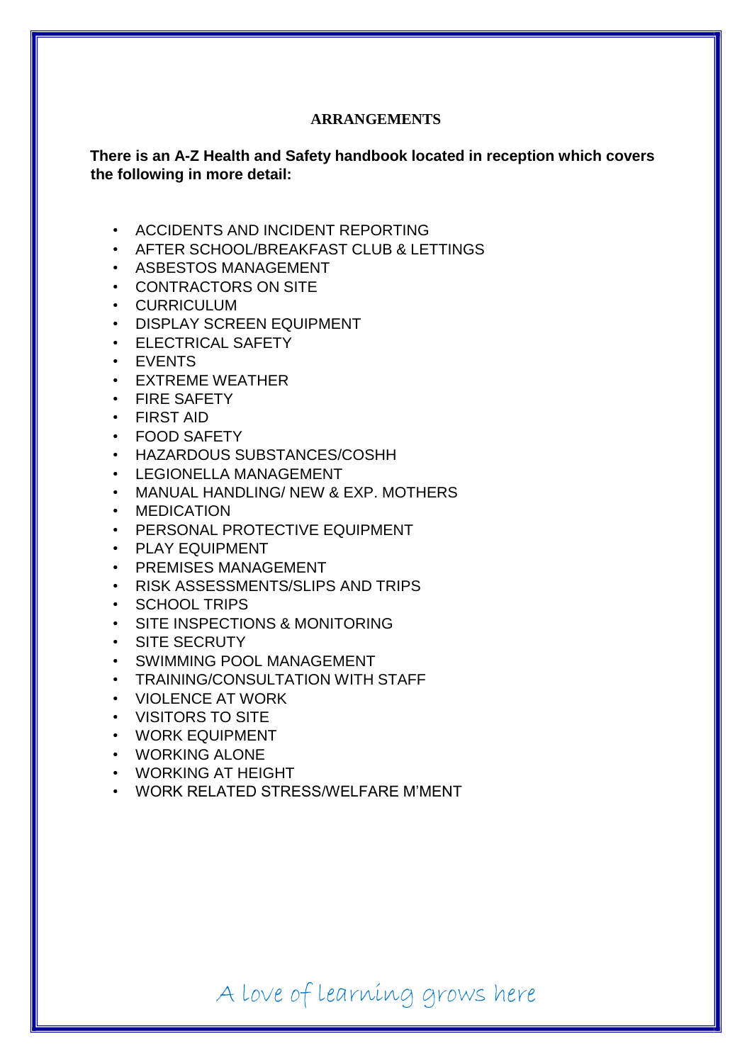## ARRANGEMENTS

**There is an A-Z Health and Safety handbook located in reception which covers the following in more detail:**

- ACCIDENTS AND INCIDENT REPORTING
- AFTER SCHOOL/BREAKFAST CLUB & LETTINGS
- ASBESTOS MANAGEMENT
- CONTRACTORS ON SITE
- CURRICULUM
- DISPLAY SCREEN EQUIPMENT
- ELECTRICAL SAFETY
- EVENTS
- EXTREME WEATHER
- FIRE SAFETY
- FIRST AID
- FOOD SAFETY
- HAZARDOUS SUBSTANCES/COSHH
- LEGIONELLA MANAGEMENT
- MANUAL HANDLING/ NEW & EXP. MOTHERS
- MEDICATION
- PERSONAL PROTECTIVE EQUIPMENT
- PLAY EQUIPMENT
- PREMISES MANAGEMENT
- RISK ASSESSMENTS/SLIPS AND TRIPS
- SCHOOL TRIPS
- SITE INSPECTIONS & MONITORING
- SITE SECRUTY
- SWIMMING POOL MANAGEMENT
- TRAINING/CONSULTATION WITH STAFF
- VIOLENCE AT WORK
- VISITORS TO SITE
- WORK EQUIPMENT
- WORKING ALONE
- WORKING AT HEIGHT
- WORK RELATED STRESS/WELFARE M'MENT